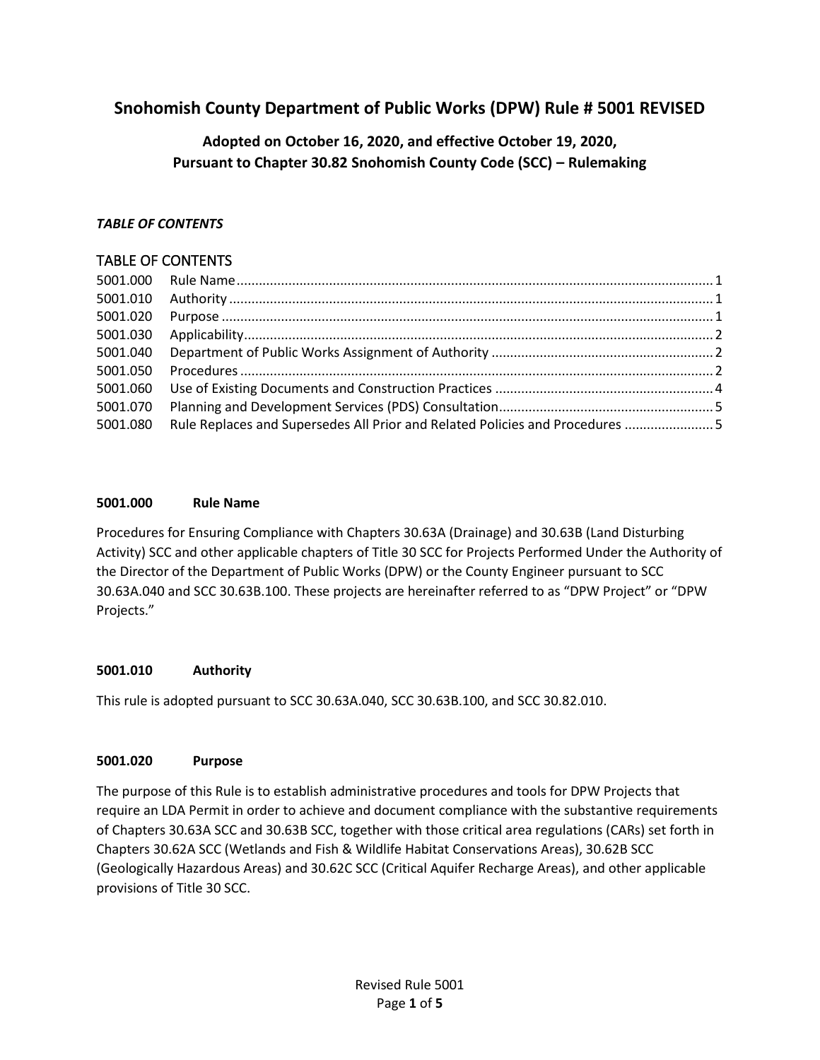# Snohomish County Department of Public Works (DPW) Rule # 5001 REVISED

## Adopted on October 16, 2020, and effective October 19, 2020, Pursuant to Chapter 30.82 Snohomish County Code (SCC) – Rulemaking

***TABLE OF CONTENTS***

## TABLE OF CONTENTS

| | | |
|---|---|---|
| 5001.000 | Rule Name | 1 |
| 5001.010 | Authority | 1 |
| 5001.020 | Purpose | 1 |
| 5001.030 | Applicability | 2 |
| 5001.040 | Department of Public Works Assignment of Authority | 2 |
| 5001.050 | Procedures | 2 |
| 5001.060 | Use of Existing Documents and Construction Practices | 4 |
| 5001.070 | Planning and Development Services (PDS) Consultation | 5 |
| 5001.080 | Rule Replaces and Supersedes All Prior and Related Policies and Procedures | 5 |

### 5001.000 Rule Name

Procedures for Ensuring Compliance with Chapters 30.63A (Drainage) and 30.63B (Land Disturbing Activity) SCC and other applicable chapters of Title 30 SCC for Projects Performed Under the Authority of the Director of the Department of Public Works (DPW) or the County Engineer pursuant to SCC 30.63A.040 and SCC 30.63B.100. These projects are hereinafter referred to as "DPW Project" or "DPW Projects."

### 5001.010 Authority

This rule is adopted pursuant to SCC 30.63A.040, SCC 30.63B.100, and SCC 30.82.010.

### 5001.020 Purpose

The purpose of this Rule is to establish administrative procedures and tools for DPW Projects that require an LDA Permit in order to achieve and document compliance with the substantive requirements of Chapters 30.63A SCC and 30.63B SCC, together with those critical area regulations (CARs) set forth in Chapters 30.62A SCC (Wetlands and Fish & Wildlife Habitat Conservations Areas), 30.62B SCC (Geologically Hazardous Areas) and 30.62C SCC (Critical Aquifer Recharge Areas), and other applicable provisions of Title 30 SCC.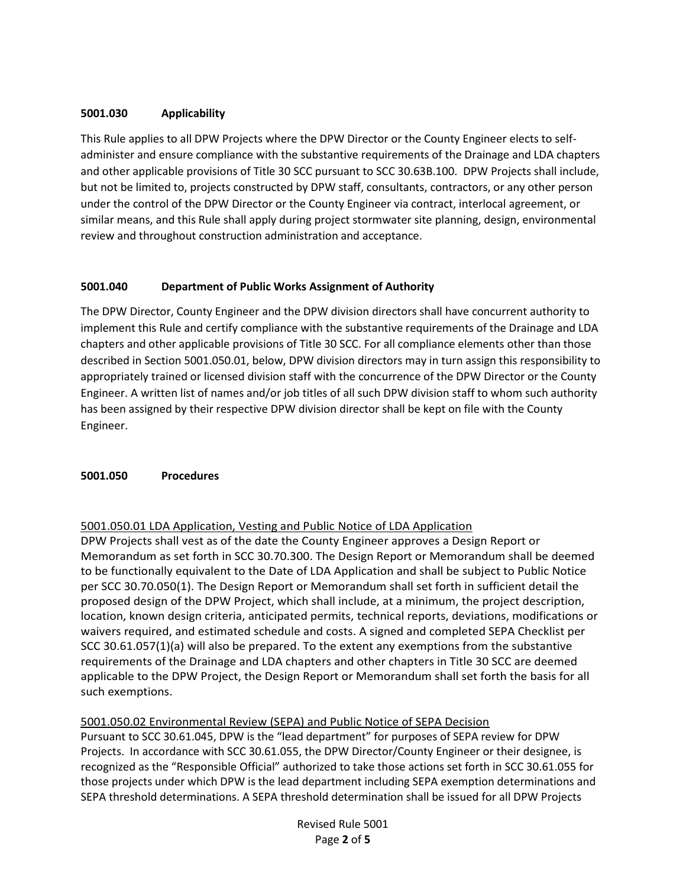## 5001.030 Applicability

This Rule applies to all DPW Projects where the DPW Director or the County Engineer elects to self-administer and ensure compliance with the substantive requirements of the Drainage and LDA chapters and other applicable provisions of Title 30 SCC pursuant to SCC 30.63B.100. DPW Projects shall include, but not be limited to, projects constructed by DPW staff, consultants, contractors, or any other person under the control of the DPW Director or the County Engineer via contract, interlocal agreement, or similar means, and this Rule shall apply during project stormwater site planning, design, environmental review and throughout construction administration and acceptance.

## 5001.040 Department of Public Works Assignment of Authority

The DPW Director, County Engineer and the DPW division directors shall have concurrent authority to implement this Rule and certify compliance with the substantive requirements of the Drainage and LDA chapters and other applicable provisions of Title 30 SCC. For all compliance elements other than those described in Section 5001.050.01, below, DPW division directors may in turn assign this responsibility to appropriately trained or licensed division staff with the concurrence of the DPW Director or the County Engineer. A written list of names and/or job titles of all such DPW division staff to whom such authority has been assigned by their respective DPW division director shall be kept on file with the County Engineer.

## 5001.050 Procedures

### 5001.050.01 LDA Application, Vesting and Public Notice of LDA Application

DPW Projects shall vest as of the date the County Engineer approves a Design Report or Memorandum as set forth in SCC 30.70.300. The Design Report or Memorandum shall be deemed to be functionally equivalent to the Date of LDA Application and shall be subject to Public Notice per SCC 30.70.050(1). The Design Report or Memorandum shall set forth in sufficient detail the proposed design of the DPW Project, which shall include, at a minimum, the project description, location, known design criteria, anticipated permits, technical reports, deviations, modifications or waivers required, and estimated schedule and costs. A signed and completed SEPA Checklist per SCC 30.61.057(1)(a) will also be prepared. To the extent any exemptions from the substantive requirements of the Drainage and LDA chapters and other chapters in Title 30 SCC are deemed applicable to the DPW Project, the Design Report or Memorandum shall set forth the basis for all such exemptions.

### 5001.050.02 Environmental Review (SEPA) and Public Notice of SEPA Decision

Pursuant to SCC 30.61.045, DPW is the "lead department" for purposes of SEPA review for DPW Projects. In accordance with SCC 30.61.055, the DPW Director/County Engineer or their designee, is recognized as the "Responsible Official" authorized to take those actions set forth in SCC 30.61.055 for those projects under which DPW is the lead department including SEPA exemption determinations and SEPA threshold determinations. A SEPA threshold determination shall be issued for all DPW Projects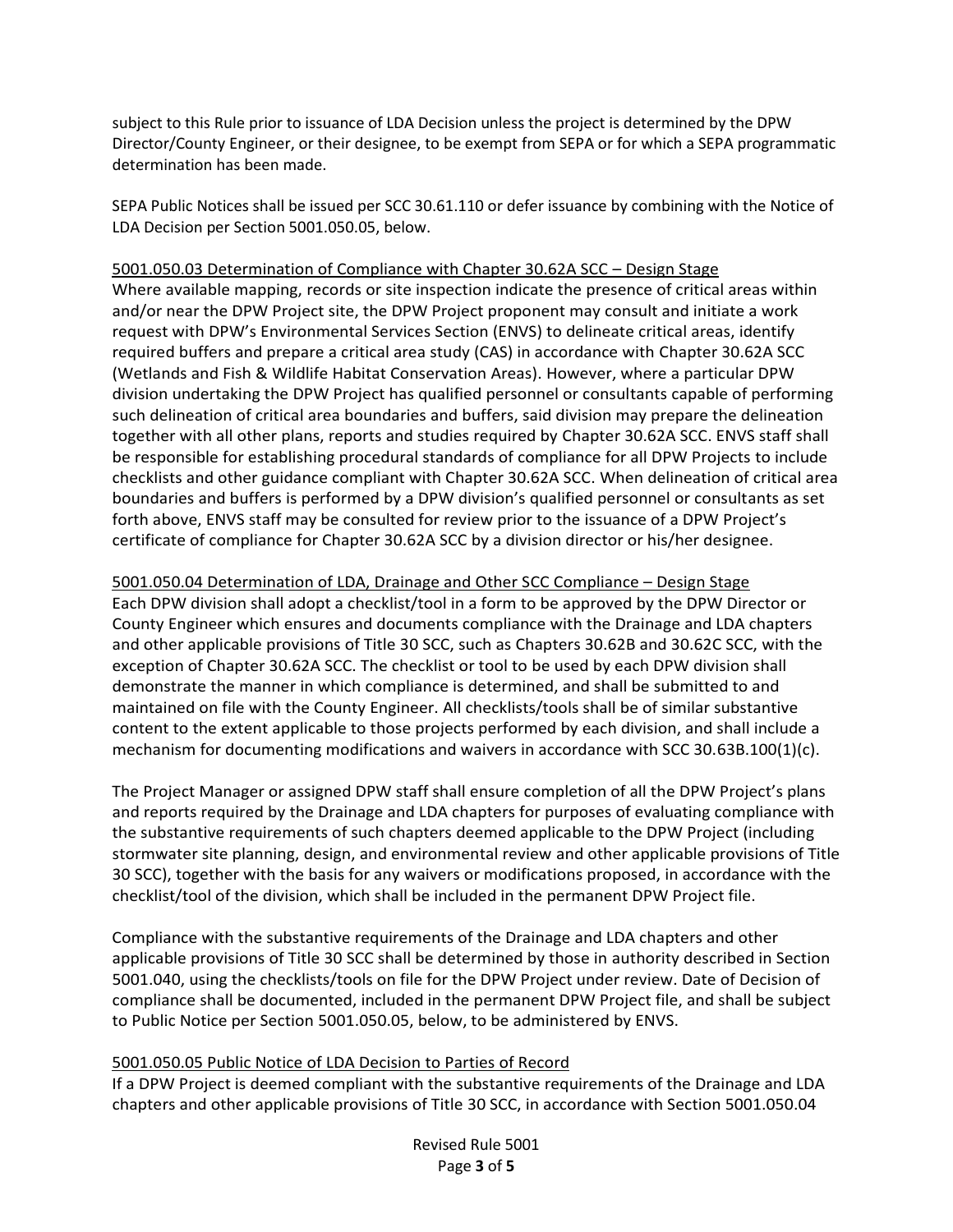subject to this Rule prior to issuance of LDA Decision unless the project is determined by the DPW Director/County Engineer, or their designee, to be exempt from SEPA or for which a SEPA programmatic determination has been made.

SEPA Public Notices shall be issued per SCC 30.61.110 or defer issuance by combining with the Notice of LDA Decision per Section 5001.050.05, below.

<u>5001.050.03 Determination of Compliance with Chapter 30.62A SCC – Design Stage</u>

Where available mapping, records or site inspection indicate the presence of critical areas within and/or near the DPW Project site, the DPW Project proponent may consult and initiate a work request with DPW's Environmental Services Section (ENVS) to delineate critical areas, identify required buffers and prepare a critical area study (CAS) in accordance with Chapter 30.62A SCC (Wetlands and Fish & Wildlife Habitat Conservation Areas). However, where a particular DPW division undertaking the DPW Project has qualified personnel or consultants capable of performing such delineation of critical area boundaries and buffers, said division may prepare the delineation together with all other plans, reports and studies required by Chapter 30.62A SCC. ENVS staff shall be responsible for establishing procedural standards of compliance for all DPW Projects to include checklists and other guidance compliant with Chapter 30.62A SCC. When delineation of critical area boundaries and buffers is performed by a DPW division's qualified personnel or consultants as set forth above, ENVS staff may be consulted for review prior to the issuance of a DPW Project's certificate of compliance for Chapter 30.62A SCC by a division director or his/her designee.

<u>5001.050.04 Determination of LDA, Drainage and Other SCC Compliance – Design Stage</u>

Each DPW division shall adopt a checklist/tool in a form to be approved by the DPW Director or County Engineer which ensures and documents compliance with the Drainage and LDA chapters and other applicable provisions of Title 30 SCC, such as Chapters 30.62B and 30.62C SCC, with the exception of Chapter 30.62A SCC. The checklist or tool to be used by each DPW division shall demonstrate the manner in which compliance is determined, and shall be submitted to and maintained on file with the County Engineer. All checklists/tools shall be of similar substantive content to the extent applicable to those projects performed by each division, and shall include a mechanism for documenting modifications and waivers in accordance with SCC 30.63B.100(1)(c).

The Project Manager or assigned DPW staff shall ensure completion of all the DPW Project's plans and reports required by the Drainage and LDA chapters for purposes of evaluating compliance with the substantive requirements of such chapters deemed applicable to the DPW Project (including stormwater site planning, design, and environmental review and other applicable provisions of Title 30 SCC), together with the basis for any waivers or modifications proposed, in accordance with the checklist/tool of the division, which shall be included in the permanent DPW Project file.

Compliance with the substantive requirements of the Drainage and LDA chapters and other applicable provisions of Title 30 SCC shall be determined by those in authority described in Section 5001.040, using the checklists/tools on file for the DPW Project under review. Date of Decision of compliance shall be documented, included in the permanent DPW Project file, and shall be subject to Public Notice per Section 5001.050.05, below, to be administered by ENVS.

<u>5001.050.05 Public Notice of LDA Decision to Parties of Record</u>

If a DPW Project is deemed compliant with the substantive requirements of the Drainage and LDA chapters and other applicable provisions of Title 30 SCC, in accordance with Section 5001.050.04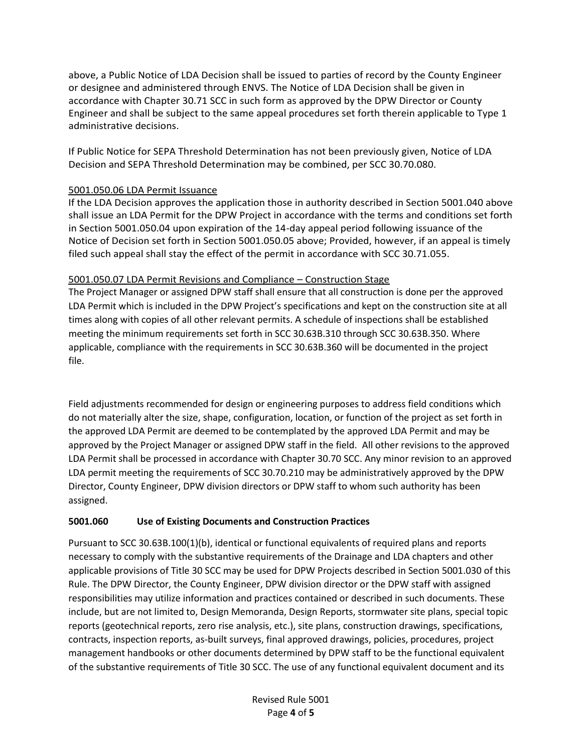above, a Public Notice of LDA Decision shall be issued to parties of record by the County Engineer or designee and administered through ENVS. The Notice of LDA Decision shall be given in accordance with Chapter 30.71 SCC in such form as approved by the DPW Director or County Engineer and shall be subject to the same appeal procedures set forth therein applicable to Type 1 administrative decisions.

If Public Notice for SEPA Threshold Determination has not been previously given, Notice of LDA Decision and SEPA Threshold Determination may be combined, per SCC 30.70.080.

<u>5001.050.06 LDA Permit Issuance</u>

If the LDA Decision approves the application those in authority described in Section 5001.040 above shall issue an LDA Permit for the DPW Project in accordance with the terms and conditions set forth in Section 5001.050.04 upon expiration of the 14-day appeal period following issuance of the Notice of Decision set forth in Section 5001.050.05 above; Provided, however, if an appeal is timely filed such appeal shall stay the effect of the permit in accordance with SCC 30.71.055.

<u>5001.050.07 LDA Permit Revisions and Compliance – Construction Stage</u>

The Project Manager or assigned DPW staff shall ensure that all construction is done per the approved LDA Permit which is included in the DPW Project's specifications and kept on the construction site at all times along with copies of all other relevant permits. A schedule of inspections shall be established meeting the minimum requirements set forth in SCC 30.63B.310 through SCC 30.63B.350. Where applicable, compliance with the requirements in SCC 30.63B.360 will be documented in the project file.

Field adjustments recommended for design or engineering purposes to address field conditions which do not materially alter the size, shape, configuration, location, or function of the project as set forth in the approved LDA Permit are deemed to be contemplated by the approved LDA Permit and may be approved by the Project Manager or assigned DPW staff in the field. All other revisions to the approved LDA Permit shall be processed in accordance with Chapter 30.70 SCC. Any minor revision to an approved LDA permit meeting the requirements of SCC 30.70.210 may be administratively approved by the DPW Director, County Engineer, DPW division directors or DPW staff to whom such authority has been assigned.

**5001.060 Use of Existing Documents and Construction Practices**

Pursuant to SCC 30.63B.100(1)(b), identical or functional equivalents of required plans and reports necessary to comply with the substantive requirements of the Drainage and LDA chapters and other applicable provisions of Title 30 SCC may be used for DPW Projects described in Section 5001.030 of this Rule. The DPW Director, the County Engineer, DPW division director or the DPW staff with assigned responsibilities may utilize information and practices contained or described in such documents. These include, but are not limited to, Design Memoranda, Design Reports, stormwater site plans, special topic reports (geotechnical reports, zero rise analysis, etc.), site plans, construction drawings, specifications, contracts, inspection reports, as-built surveys, final approved drawings, policies, procedures, project management handbooks or other documents determined by DPW staff to be the functional equivalent of the substantive requirements of Title 30 SCC. The use of any functional equivalent document and its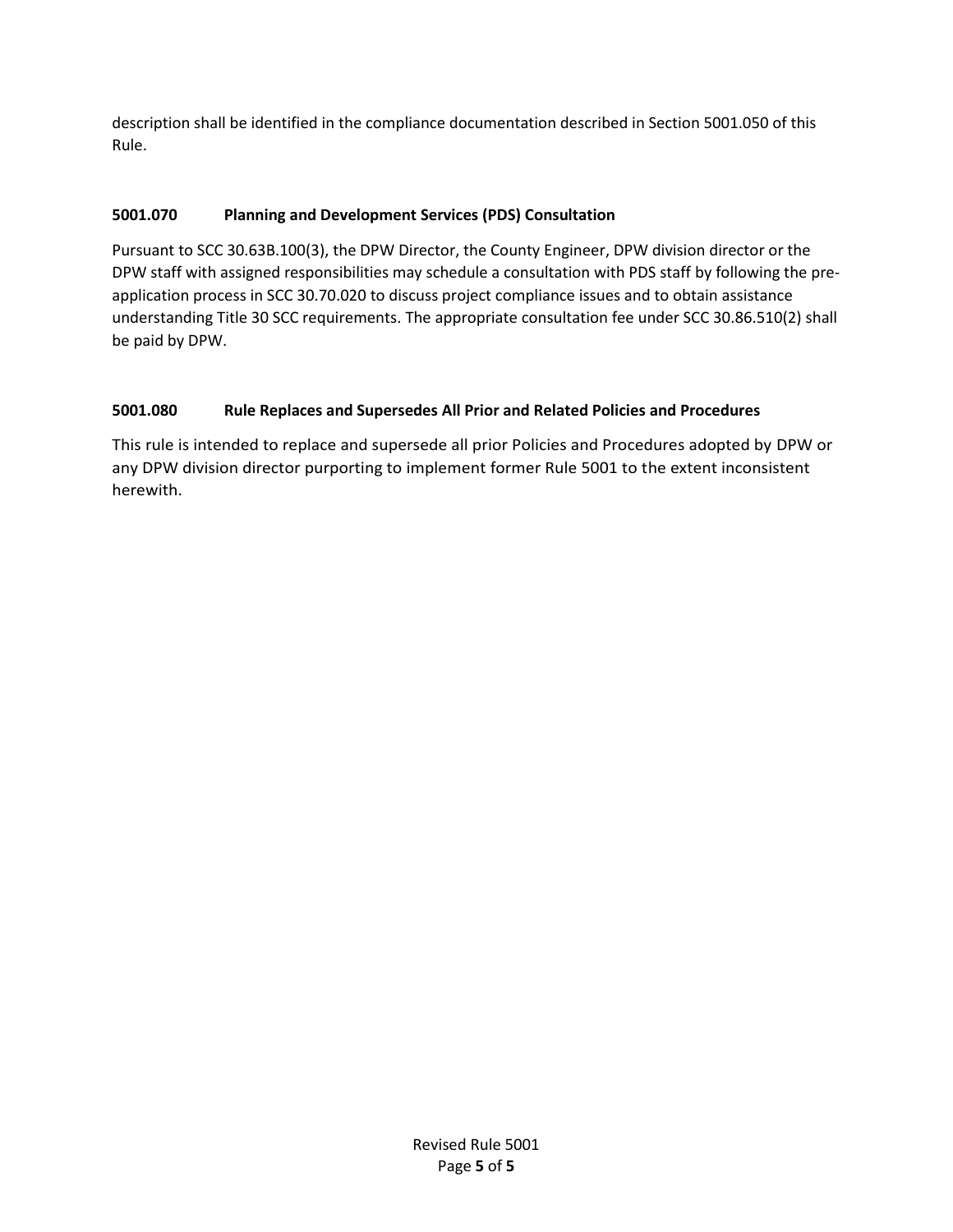description shall be identified in the compliance documentation described in Section 5001.050 of this Rule.

### 5001.070 Planning and Development Services (PDS) Consultation

Pursuant to SCC 30.63B.100(3), the DPW Director, the County Engineer, DPW division director or the DPW staff with assigned responsibilities may schedule a consultation with PDS staff by following the pre-application process in SCC 30.70.020 to discuss project compliance issues and to obtain assistance understanding Title 30 SCC requirements. The appropriate consultation fee under SCC 30.86.510(2) shall be paid by DPW.

### 5001.080 Rule Replaces and Supersedes All Prior and Related Policies and Procedures

This rule is intended to replace and supersede all prior Policies and Procedures adopted by DPW or any DPW division director purporting to implement former Rule 5001 to the extent inconsistent herewith.